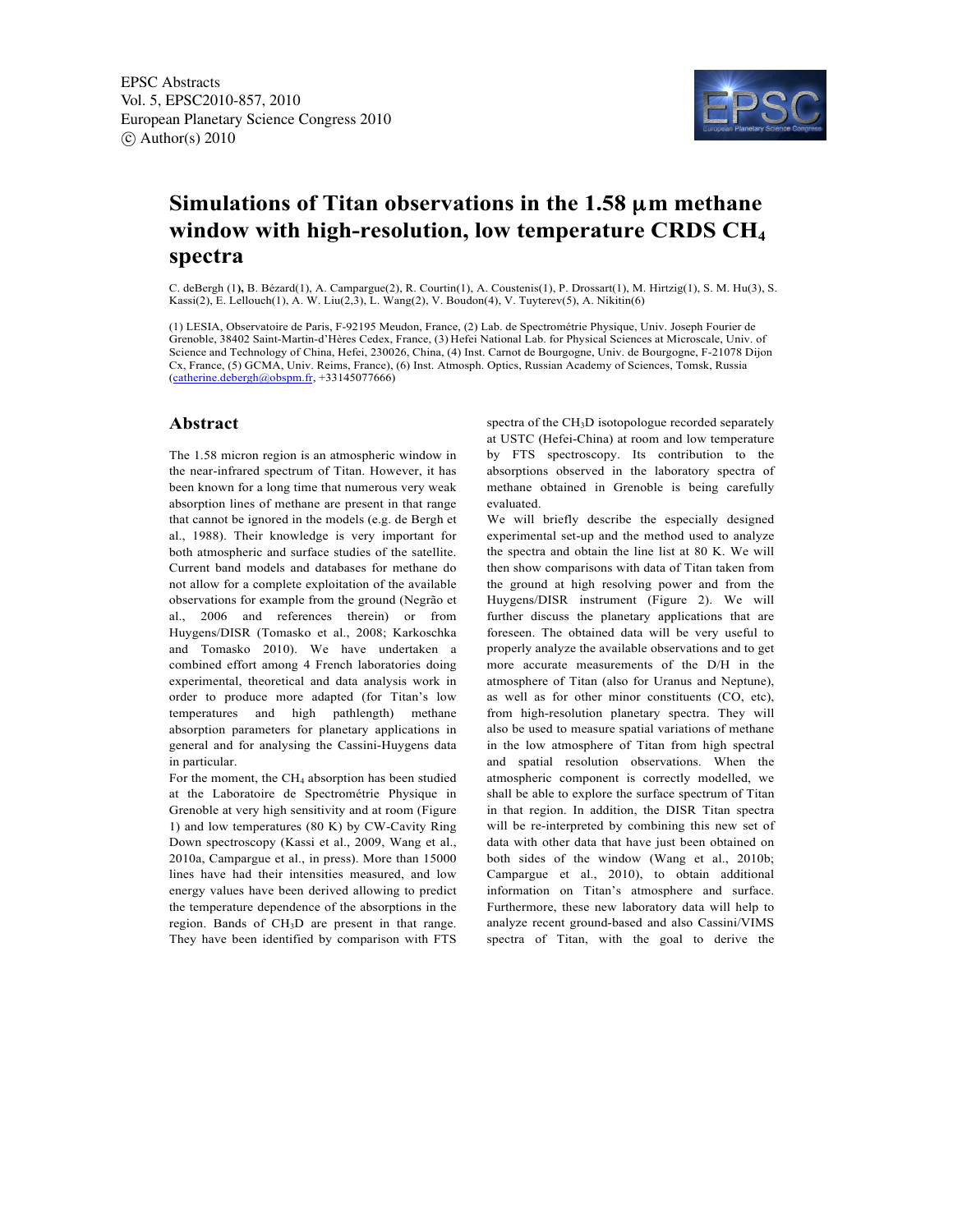# Simulations of Titan observations in the 1.58 μm methane window with high-resolution, low temperature CRDS $CH_4$ spectra

C. deBergh (1), B. Bézard(1), A. Campargue(2), R. Courtin(1), A. Coustenis(1), P. Drossart(1), M. Hirtzig(1), S. M. Hu(3), S. Kassi(2), E. Lellouch(1), A. W. Liu(2,3), L. Wang(2), V. Boudon(4), V. Tyuterev(5), A. Nikitin(6)

(1) LESIA, Observatoire de Paris, F-92195 Meudon, France, (2) Lab. de Spectrométrie Physique, Univ. Joseph Fourier de Grenoble, 38402 Saint-Martin-d'Hères Cedex, France, (3) Hefei National Lab. for Physical Sciences at Microscale, Univ. of Science and Technology of China, Hefei, 230026, China, (4) Inst. Carnot de Bourgogne, Univ. de Bourgogne, F-21078 Dijon Cx, France, (5) GCMA, Univ. Reims, France), (6) Inst. Atmosph. Optics, Russian Academy of Sciences, Tomsk, Russia (catherine.debergh@obspm.fr, +33145077666)

## Abstract

The 1.58 micron region is an atmospheric window in the near-infrared spectrum of Titan. However, it has been known for a long time that numerous very weak absorption lines of methane are present in that range that cannot be ignored in the models (e.g. de Bergh et al., 1988). Their knowledge is very important for both atmospheric and surface studies of the satellite. Current band models and databases for methane do not allow for a complete exploitation of the available observations for example from the ground (Negrão et al., 2006 and references therein) or from Huygens/DISR (Tomasko et al., 2008; Karkoschka and Tomasko 2010). We have undertaken a combined effort among 4 French laboratories doing experimental, theoretical and data analysis work in order to produce more adapted (for Titan's low temperatures and high pathlength) methane absorption parameters for planetary applications in general and for analysing the Cassini-Huygens data in particular.

For the moment, the $CH_4$ absorption has been studied at the Laboratoire de Spectrométrie Physique in Grenoble at very high sensitivity and at room (Figure 1) and low temperatures (80 K) by CW-Cavity Ring Down spectroscopy (Kassi et al., 2009, Wang et al., 2010a, Campargue et al., in press). More than 15000 lines have had their intensities measured, and low energy values have been derived allowing to predict the temperature dependence of the absorptions in the region. Bands of $CH_3D$ are present in that range. They have been identified by comparison with FTS spectra of the $CH_3D$ isotopologue recorded separately at USTC (Hefei-China) at room and low temperature by FTS spectroscopy. Its contribution to the absorptions observed in the laboratory spectra of methane obtained in Grenoble is being carefully evaluated.

We will briefly describe the especially designed experimental set-up and the method used to analyze the spectra and obtain the line list at 80 K. We will then show comparisons with data of Titan taken from the ground at high resolving power and from the Huygens/DISR instrument (Figure 2). We will further discuss the planetary applications that are foreseen. The obtained data will be very useful to properly analyze the available observations and to get more accurate measurements of the D/H in the atmosphere of Titan (also for Uranus and Neptune), as well as for other minor constituents (CO, etc), from high-resolution planetary spectra. They will also be used to measure spatial variations of methane in the low atmosphere of Titan from high spectral and spatial resolution observations. When the atmospheric component is correctly modelled, we shall be able to explore the surface spectrum of Titan in that region. In addition, the DISR Titan spectra will be re-interpreted by combining this new set of data with other data that have just been obtained on both sides of the window (Wang et al., 2010b; Campargue et al., 2010), to obtain additional information on Titan's atmosphere and surface. Furthermore, these new laboratory data will help to analyze recent ground-based and also Cassini/VIMS spectra of Titan, with the goal to derive the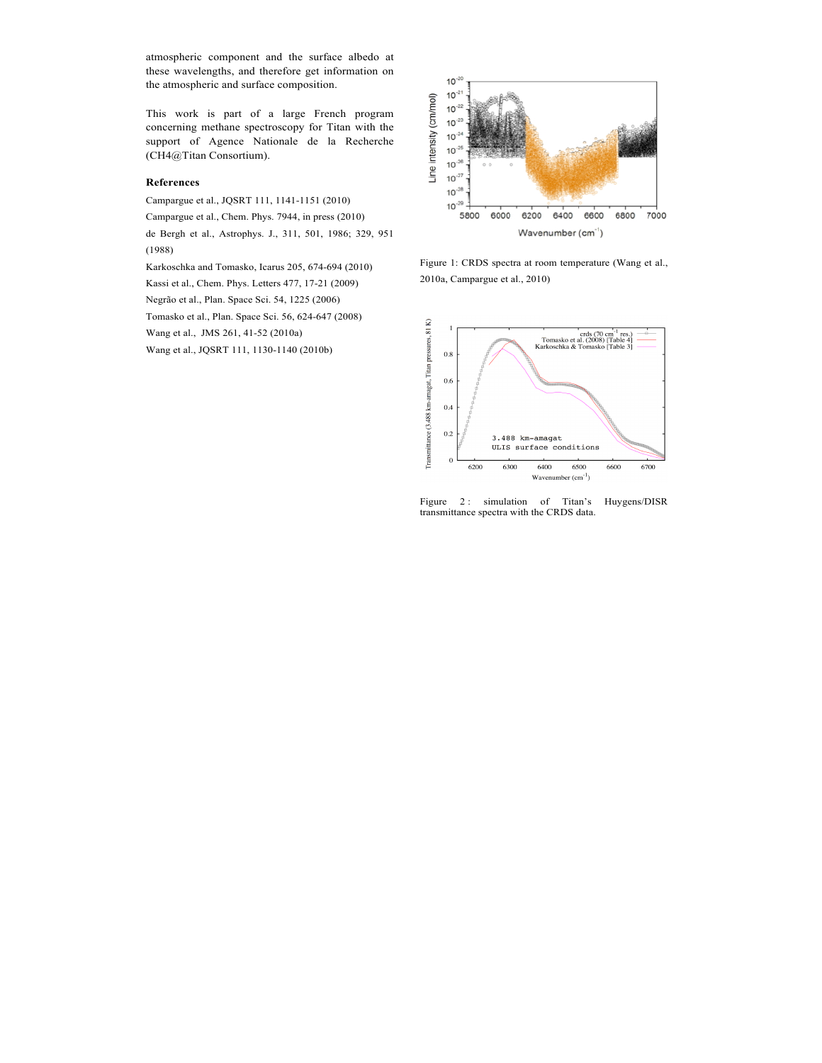atmospheric component and the surface albedo at these wavelengths, and therefore get information on the atmospheric and surface composition.

This work is part of a large French program concerning methane spectroscopy for Titan with the support of Agence Nationale de la Recherche (CH4@Titan Consortium).

**References**

Campargue et al., JQSRT 111, 1141-1151 (2010)

Campargue et al., Chem. Phys. 7944, in press (2010)

de Bergh et al., Astrophys. J., 311, 501, 1986; 329, 951 (1988)

Karkoschka and Tomasko, Icarus 205, 674-694 (2010)

Kassi et al., Chem. Phys. Letters 477, 17-21 (2009)

Negrão et al., Plan. Space Sci. 54, 1225 (2006)

Tomasko et al., Plan. Space Sci. 56, 624-647 (2008)

Wang et al., JMS 261, 41-52 (2010a)

Wang et al., JQSRT 111, 1130-1140 (2010b)

Line intensity (cm/mol)

$10^{-20}$
$10^{-21}$
$10^{-22}$
$10^{-23}$
$10^{-24}$
$10^{-25}$
$10^{-26}$
$10^{-27}$
$10^{-28}$
$10^{-29}$

5800 6000 6200 6400 6600 6800 7000

Wavenumber (cm$^{-1}$)

Figure 1: CRDS spectra at room temperature (Wang et al., 2010a, Campargue et al., 2010)

Transmittance (3.488 km-amagat, Titan pressures, 81 K)

0 0.2 0.4 0.6 0.8 1

6200 6300 6400 6500 6600 6700

Wavenumber (cm$^{-1}$)

crds (70 cm$^{-1}$ res.)
Tomasko et al. (2008) [Table 4]
Karkoschka & Tomasko [Table 3]

3.488 km-amagat
ULIS surface conditions

Figure 2 : simulation of Titan's Huygens/DISR transmittance spectra with the CRDS data.